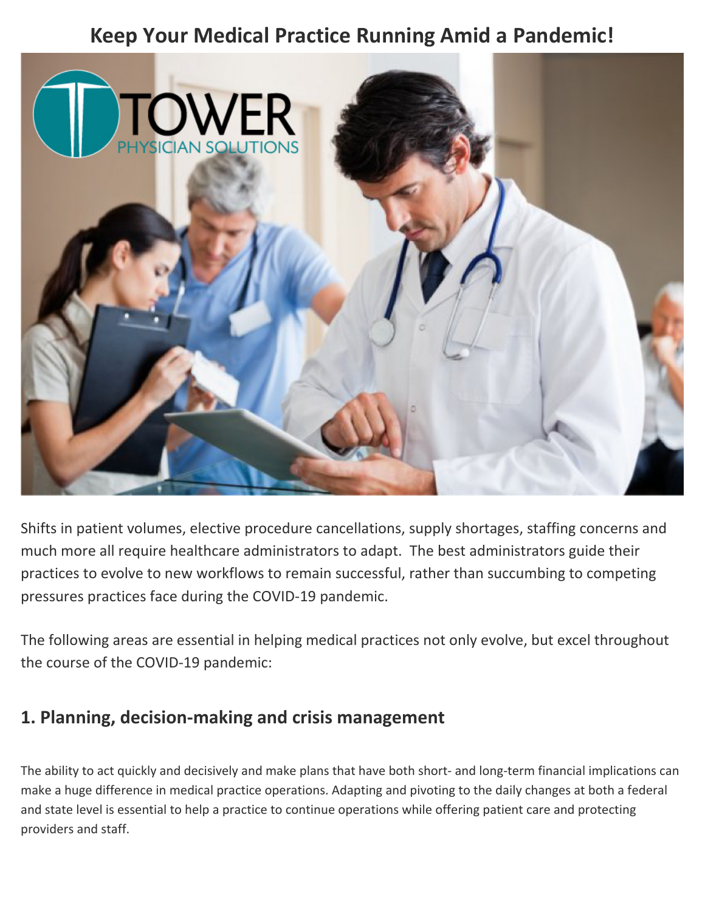# Keep Your Medical Practice Running Amid a Pandemic!

Shifts in patient volumes, elective procedure cancellations, supply shortages, staffing concerns and much more all require healthcare administrators to adapt. The best administrators guide their practices to evolve to new workflows to remain successful, rather than succumbing to competing pressures practices face during the COVID-19 pandemic.

The following areas are essential in helping medical practices not only evolve, but excel throughout the course of the COVID-19 pandemic:

## 1. Planning, decision-making and crisis management

The ability to act quickly and decisively and make plans that have both short- and long-term financial implications can make a huge difference in medical practice operations. Adapting and pivoting to the daily changes at both a federal and state level is essential to help a practice to continue operations while offering patient care and protecting providers and staff.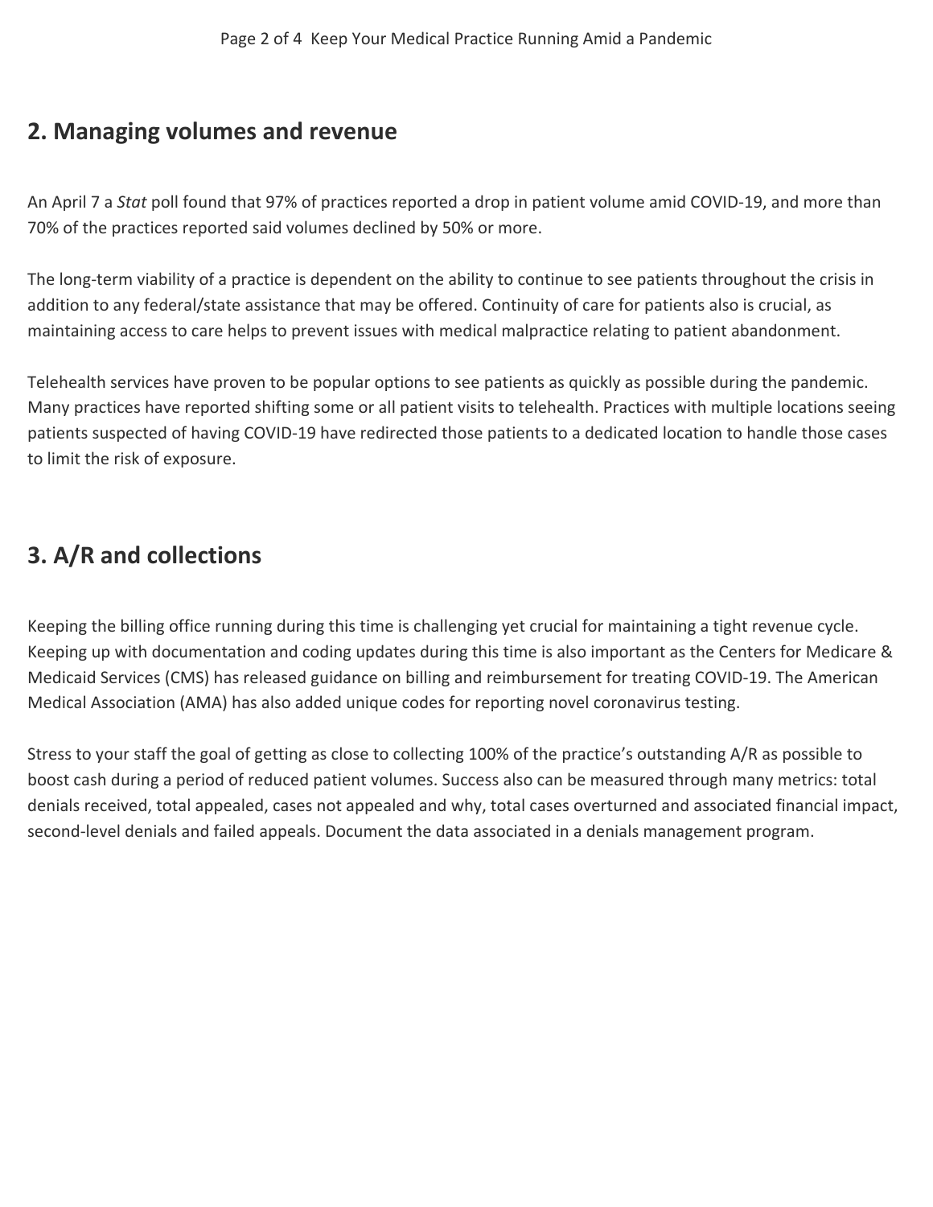## 2. Managing volumes and revenue

An April 7 a *Stat* poll found that 97% of practices reported a drop in patient volume amid COVID-19, and more than 70% of the practices reported said volumes declined by 50% or more.

The long-term viability of a practice is dependent on the ability to continue to see patients throughout the crisis in addition to any federal/state assistance that may be offered. Continuity of care for patients also is crucial, as maintaining access to care helps to prevent issues with medical malpractice relating to patient abandonment.

Telehealth services have proven to be popular options to see patients as quickly as possible during the pandemic. Many practices have reported shifting some or all patient visits to telehealth. Practices with multiple locations seeing patients suspected of having COVID-19 have redirected those patients to a dedicated location to handle those cases to limit the risk of exposure.

## 3. A/R and collections

Keeping the billing office running during this time is challenging yet crucial for maintaining a tight revenue cycle. Keeping up with documentation and coding updates during this time is also important as the Centers for Medicare & Medicaid Services (CMS) has released guidance on billing and reimbursement for treating COVID-19. The American Medical Association (AMA) has also added unique codes for reporting novel coronavirus testing.

Stress to your staff the goal of getting as close to collecting 100% of the practice's outstanding A/R as possible to boost cash during a period of reduced patient volumes. Success also can be measured through many metrics: total denials received, total appealed, cases not appealed and why, total cases overturned and associated financial impact, second-level denials and failed appeals. Document the data associated in a denials management program.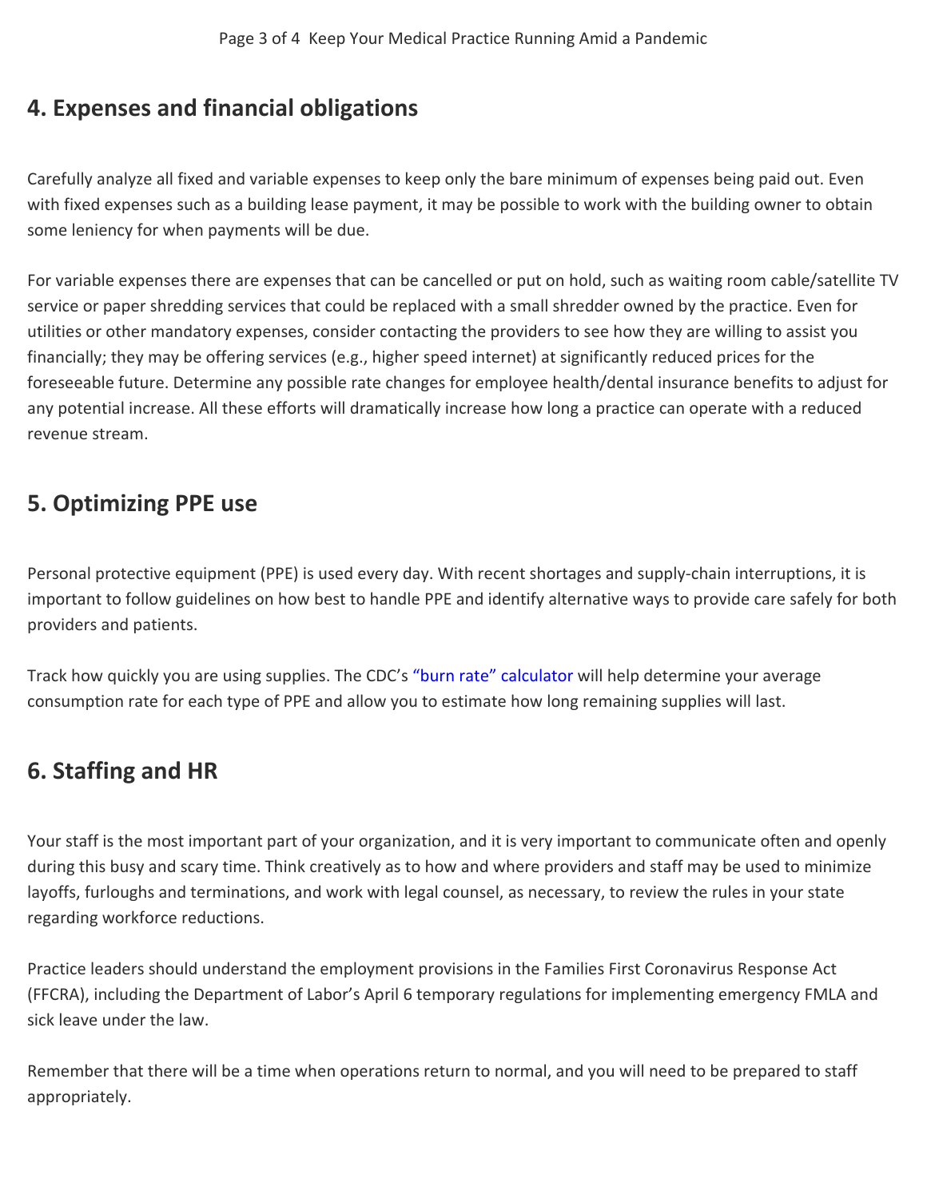## 4. Expenses and financial obligations

Carefully analyze all fixed and variable expenses to keep only the bare minimum of expenses being paid out. Even with fixed expenses such as a building lease payment, it may be possible to work with the building owner to obtain some leniency for when payments will be due.

For variable expenses there are expenses that can be cancelled or put on hold, such as waiting room cable/satellite TV service or paper shredding services that could be replaced with a small shredder owned by the practice. Even for utilities or other mandatory expenses, consider contacting the providers to see how they are willing to assist you financially; they may be offering services (e.g., higher speed internet) at significantly reduced prices for the foreseeable future. Determine any possible rate changes for employee health/dental insurance benefits to adjust for any potential increase. All these efforts will dramatically increase how long a practice can operate with a reduced revenue stream.

## 5. Optimizing PPE use

Personal protective equipment (PPE) is used every day. With recent shortages and supply-chain interruptions, it is important to follow guidelines on how best to handle PPE and identify alternative ways to provide care safely for both providers and patients.

Track how quickly you are using supplies. The CDC's "burn rate" calculator will help determine your average consumption rate for each type of PPE and allow you to estimate how long remaining supplies will last.

## 6. Staffing and HR

Your staff is the most important part of your organization, and it is very important to communicate often and openly during this busy and scary time. Think creatively as to how and where providers and staff may be used to minimize layoffs, furloughs and terminations, and work with legal counsel, as necessary, to review the rules in your state regarding workforce reductions.

Practice leaders should understand the employment provisions in the Families First Coronavirus Response Act (FFCRA), including the Department of Labor's April 6 temporary regulations for implementing emergency FMLA and sick leave under the law.

Remember that there will be a time when operations return to normal, and you will need to be prepared to staff appropriately.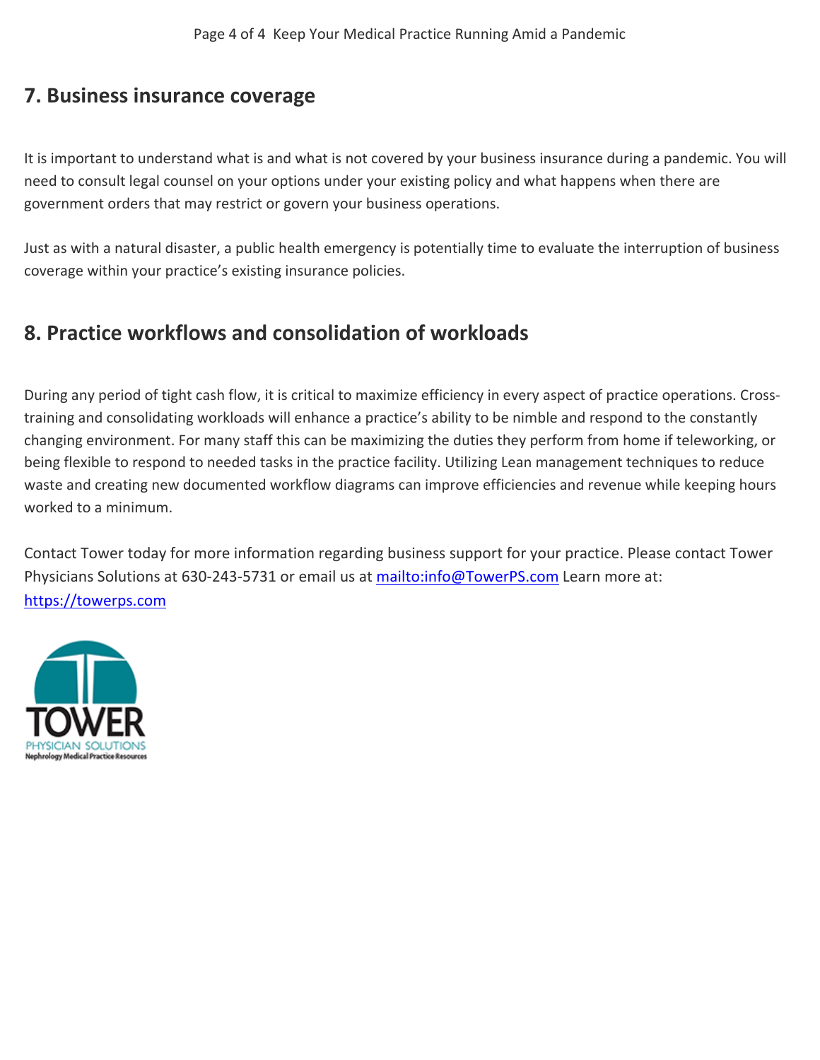## 7. Business insurance coverage

It is important to understand what is and what is not covered by your business insurance during a pandemic. You will need to consult legal counsel on your options under your existing policy and what happens when there are government orders that may restrict or govern your business operations.

Just as with a natural disaster, a public health emergency is potentially time to evaluate the interruption of business coverage within your practice's existing insurance policies.

## 8. Practice workflows and consolidation of workloads

During any period of tight cash flow, it is critical to maximize efficiency in every aspect of practice operations. Cross-training and consolidating workloads will enhance a practice's ability to be nimble and respond to the constantly changing environment. For many staff this can be maximizing the duties they perform from home if teleworking, or being flexible to respond to needed tasks in the practice facility. Utilizing Lean management techniques to reduce waste and creating new documented workflow diagrams can improve efficiencies and revenue while keeping hours worked to a minimum.

Contact Tower today for more information regarding business support for your practice. Please contact Tower Physicians Solutions at 630-243-5731 or email us at [mailto:info@TowerPS.com](mailto:info@TowerPS.com) Learn more at: [https://towerps.com](https://towerps.com)

TOWER
PHYSICIAN SOLUTIONS
Nephrology Medical Practice Resources